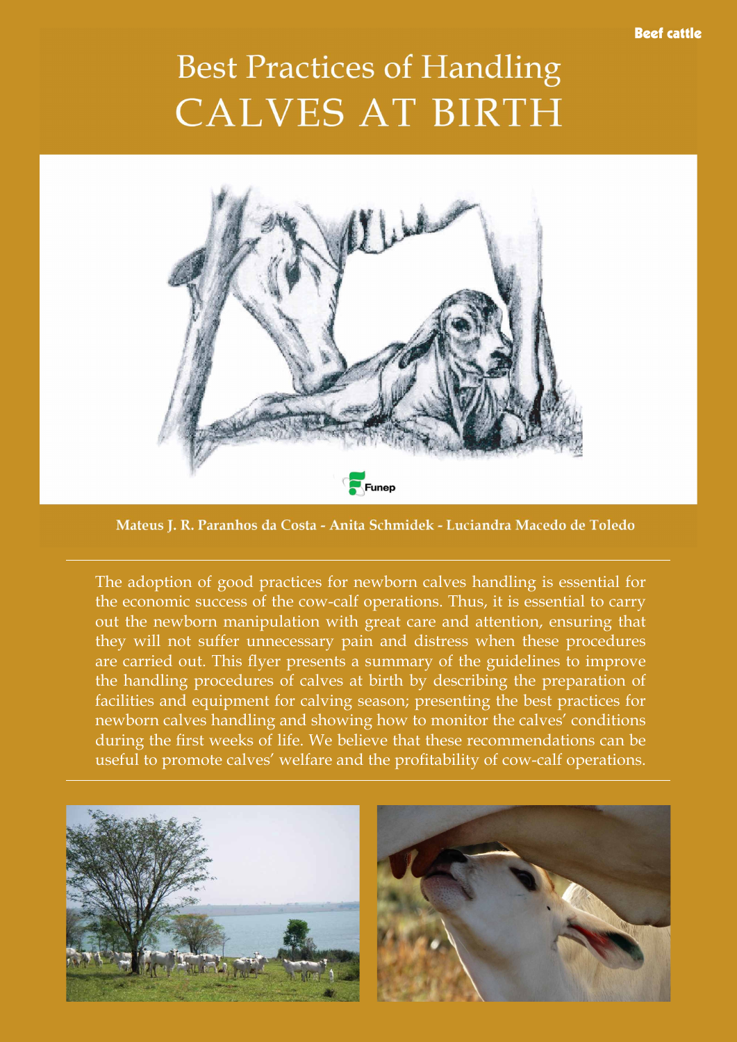Beef cattle

# Best Practices of Handling CALVES AT BIRTH

Funep

**Mateus J. R. Paranhos da Costa - Anita Schmidek - Luciandra Macedo de Toledo**

The adoption of good practices for newborn calves handling is essential for the economic success of the cow-calf operations. Thus, it is essential to carry out the newborn manipulation with great care and attention, ensuring that they will not suffer unnecessary pain and distress when these procedures are carried out. This flyer presents a summary of the guidelines to improve the handling procedures of calves at birth by describing the preparation of facilities and equipment for calving season; presenting the best practices for newborn calves handling and showing how to monitor the calves' conditions during the first weeks of life. We believe that these recommendations can be useful to promote calves' welfare and the profitability of cow-calf operations.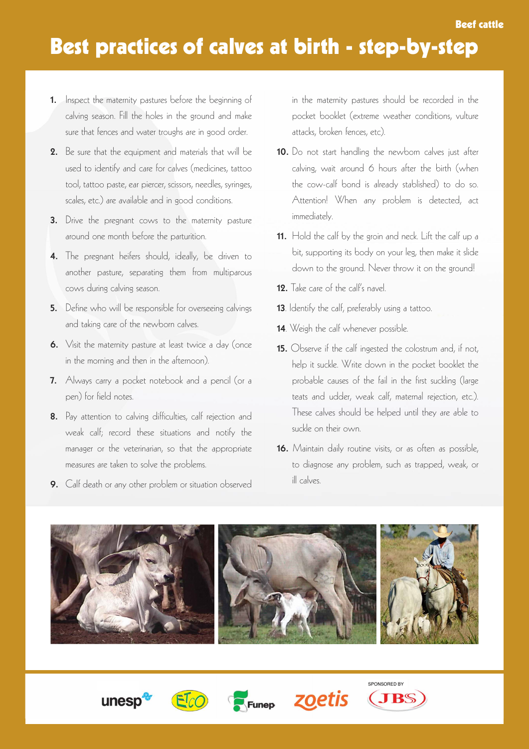# Best practices of calves at birth - step-by-step

**1.** Inspect the maternity pastures before the beginning of calving season. Fill the holes in the ground and make sure that fences and water troughs are in good order.

**2.** Be sure that the equipment and materials that will be used to identify and care for calves (medicines, tattoo tool, tattoo paste, ear piercer, scissors, needles, syringes, scales, etc.) are available and in good conditions.

**3.** Drive the pregnant cows to the maternity pasture around one month before the parturition.

**4.** The pregnant heifers should, ideally, be driven to another pasture, separating them from multiparous cows during calving season.

**5.** Define who will be responsible for overseeing calvings and taking care of the newborn calves.

**6.** Visit the maternity pasture at least twice a day (once in the morning and then in the afternoon).

**7.** Always carry a pocket notebook and a pencil (or a pen) for field notes.

**8.** Pay attention to calving difficulties, calf rejection and weak calf; record these situations and notify the manager or the veterinarian, so that the appropriate measures are taken to solve the problems.

**9.** Calf death or any other problem or situation observed in the maternity pastures should be recorded in the pocket booklet (extreme weather conditions, vulture attacks, broken fences, etc).

**10.** Do not start handling the newborn calves just after calving, wait around 6 hours after the birth (when the cow-calf bond is already stablished) to do so. Attention! When any problem is detected, act immediately.

**11.** Hold the calf by the groin and neck. Lift the calf up a bit, supporting its body on your leg, then make it slide down to the ground. Never throw it on the ground!

**12.** Take care of the calf's navel.

**13**. Identify the calf, preferably using a tattoo.

**14**. Weigh the calf whenever possible.

**15.** Observe if the calf ingested the colostrum and, if not, help it suckle. Write down in the pocket booklet the probable causes of the fail in the first suckling (large teats and udder, weak calf, maternal rejection, etc.). These calves should be helped until they are able to suckle on their own.

**16.** Maintain daily routine visits, or as often as possible, to diagnose any problem, such as trapped, weak, or ill calves.

unesp · ETCO · Funep · zoetis · SPONSORED BY JBS